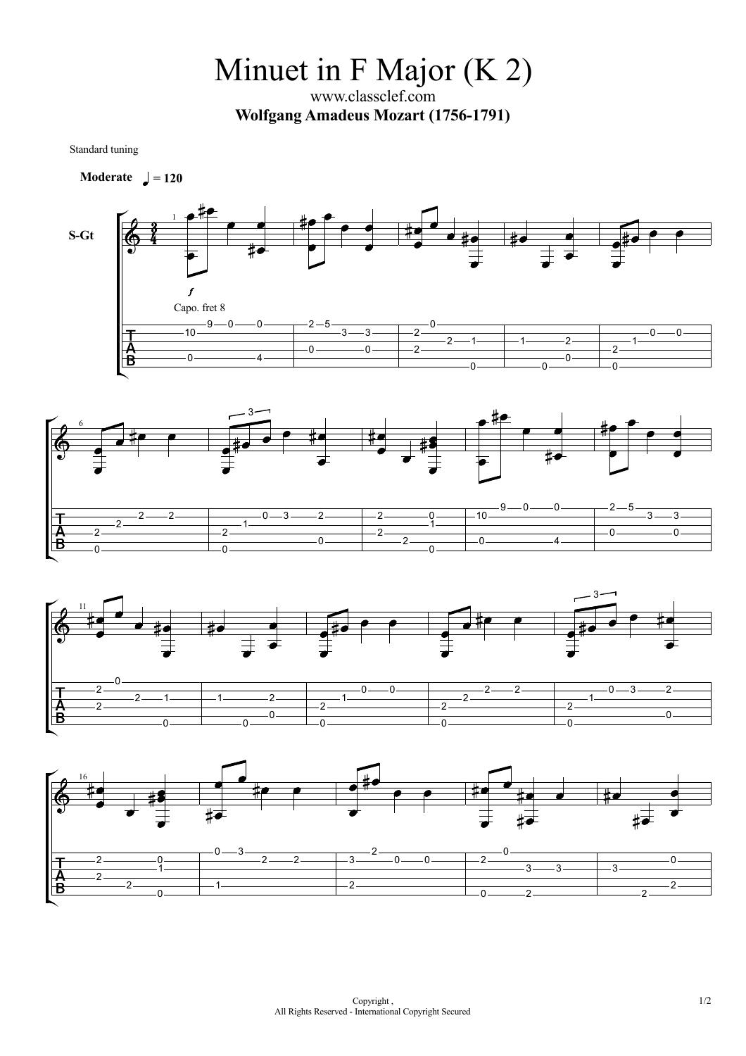# Minuet in F Major (K 2)

www.classclef.com

**Wolfgang Amadeus Mozart (1756-1791)**

Standard tuning

**Moderate** ♩ = 120

S-Gt

*f*

Capo. fret 8